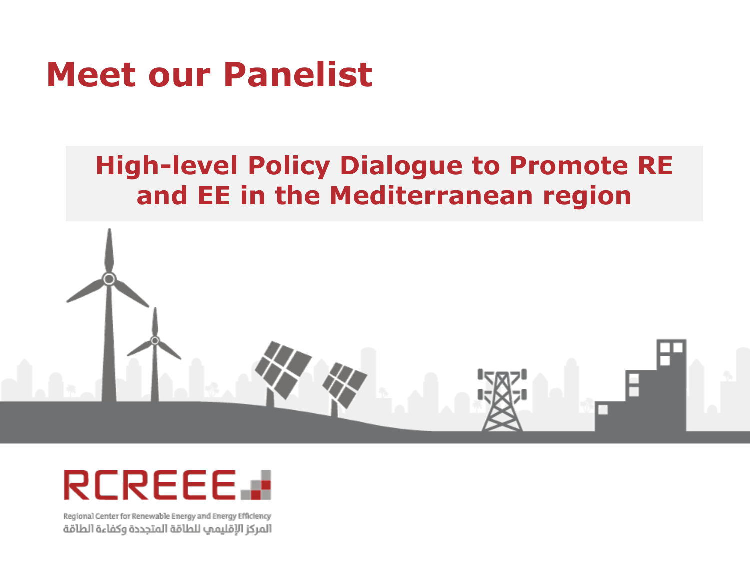# Meet our Panelist

## High-level Policy Dialogue to Promote RE and EE in the Mediterranean region

RCREEE

Regional Center for Renewable Energy and Energy Efficiency

المركز الإقليمي للطاقة المتجددة وكفاءة الطاقة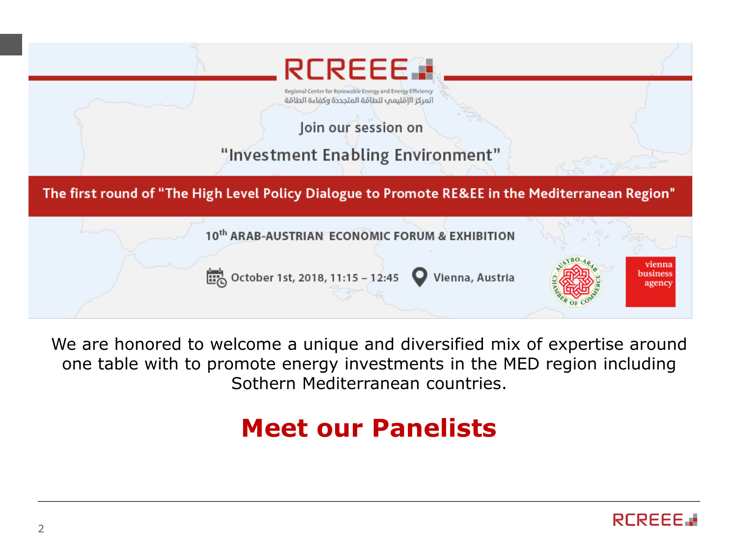# RCREEE

Regional Center for Renewable Energy and Energy Efficiency

المركز الإقليمي للطاقة المتجددة وكفاءة الطاقة

Join our session on

## "Investment Enabling Environment"

**The first round of "The High Level Policy Dialogue to Promote RE&EE in the Mediterranean Region"**

**10th ARAB-AUSTRIAN ECONOMIC FORUM & EXHIBITION**

October 1st, 2018, 11:15 – 12:45 | Vienna, Austria

AUSTRO-ARAB CHAMBER OF COMMERCE

vienna business agency

We are honored to welcome a unique and diversified mix of expertise around one table with to promote energy investments in the MED region including Sothern Mediterranean countries.

## Meet our Panelists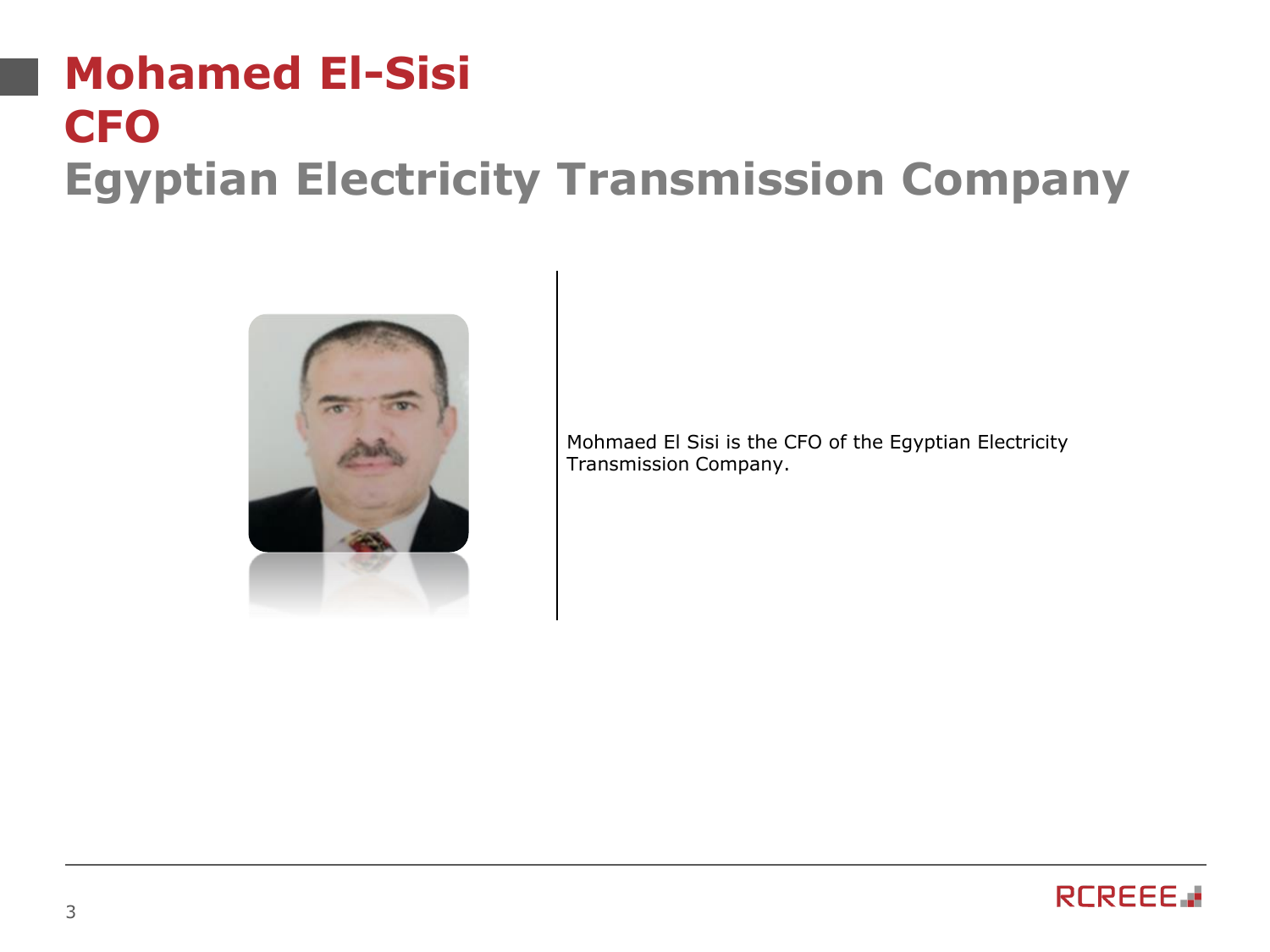# Mohamed El-Sisi
## CFO
## Egyptian Electricity Transmission Company

Mohmaed El Sisi is the CFO of the Egyptian Electricity Transmission Company.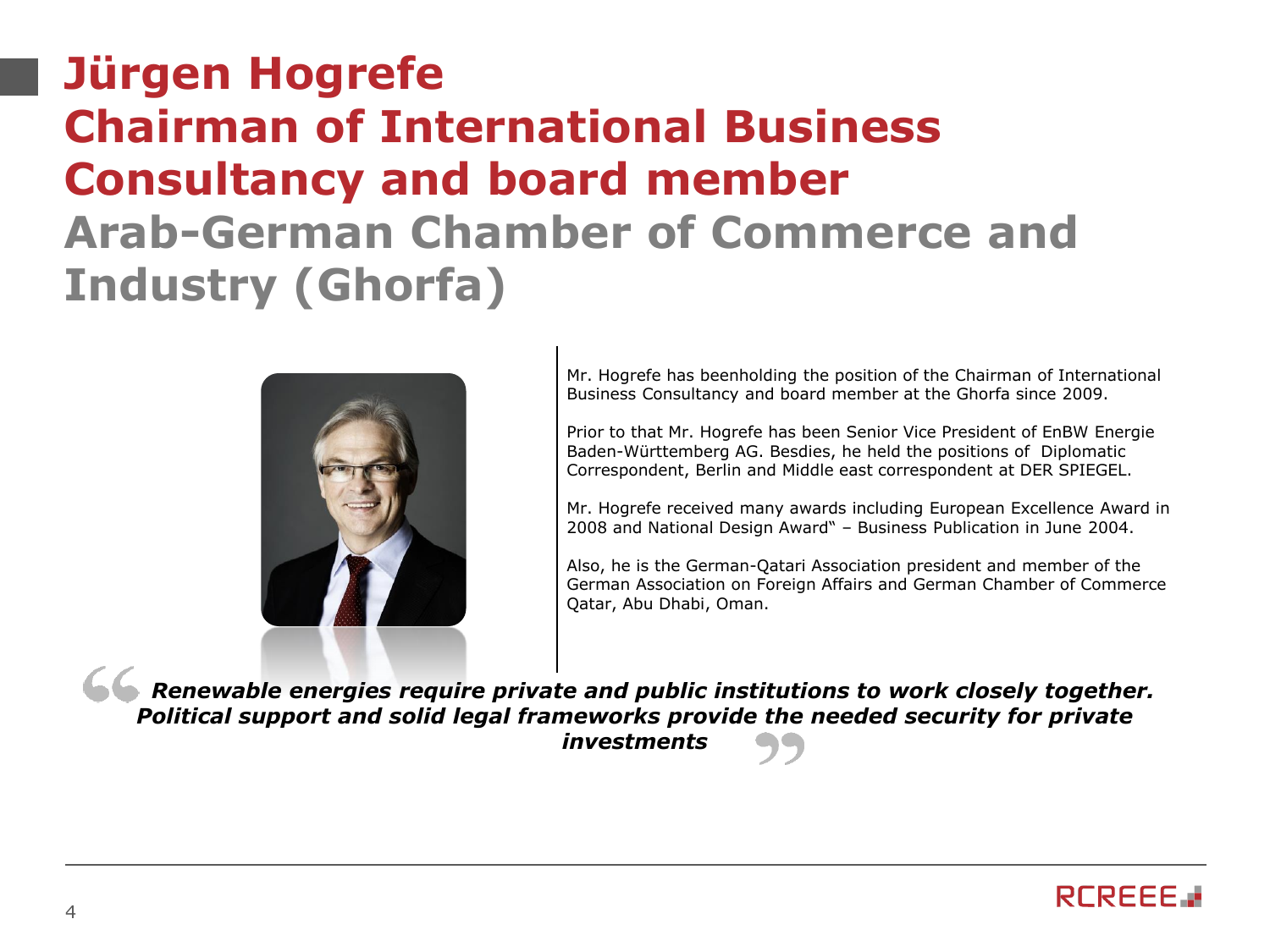# Jürgen Hogrefe
# Chairman of International Business Consultancy and board member
## Arab-German Chamber of Commerce and Industry (Ghorfa)

Mr. Hogrefe has beenholding the position of the Chairman of International Business Consultancy and board member at the Ghorfa since 2009.

Prior to that Mr. Hogrefe has been Senior Vice President of EnBW Energie Baden-Württemberg AG. Besdies, he held the positions of Diplomatic Correspondent, Berlin and Middle east correspondent at DER SPIEGEL.

Mr. Hogrefe received many awards including European Excellence Award in 2008 and National Design Award" – Business Publication in June 2004.

Also, he is the German-Qatari Association president and member of the German Association on Foreign Affairs and German Chamber of Commerce Qatar, Abu Dhabi, Oman.

***"Renewable energies require private and public institutions to work closely together. Political support and solid legal frameworks provide the needed security for private investments"***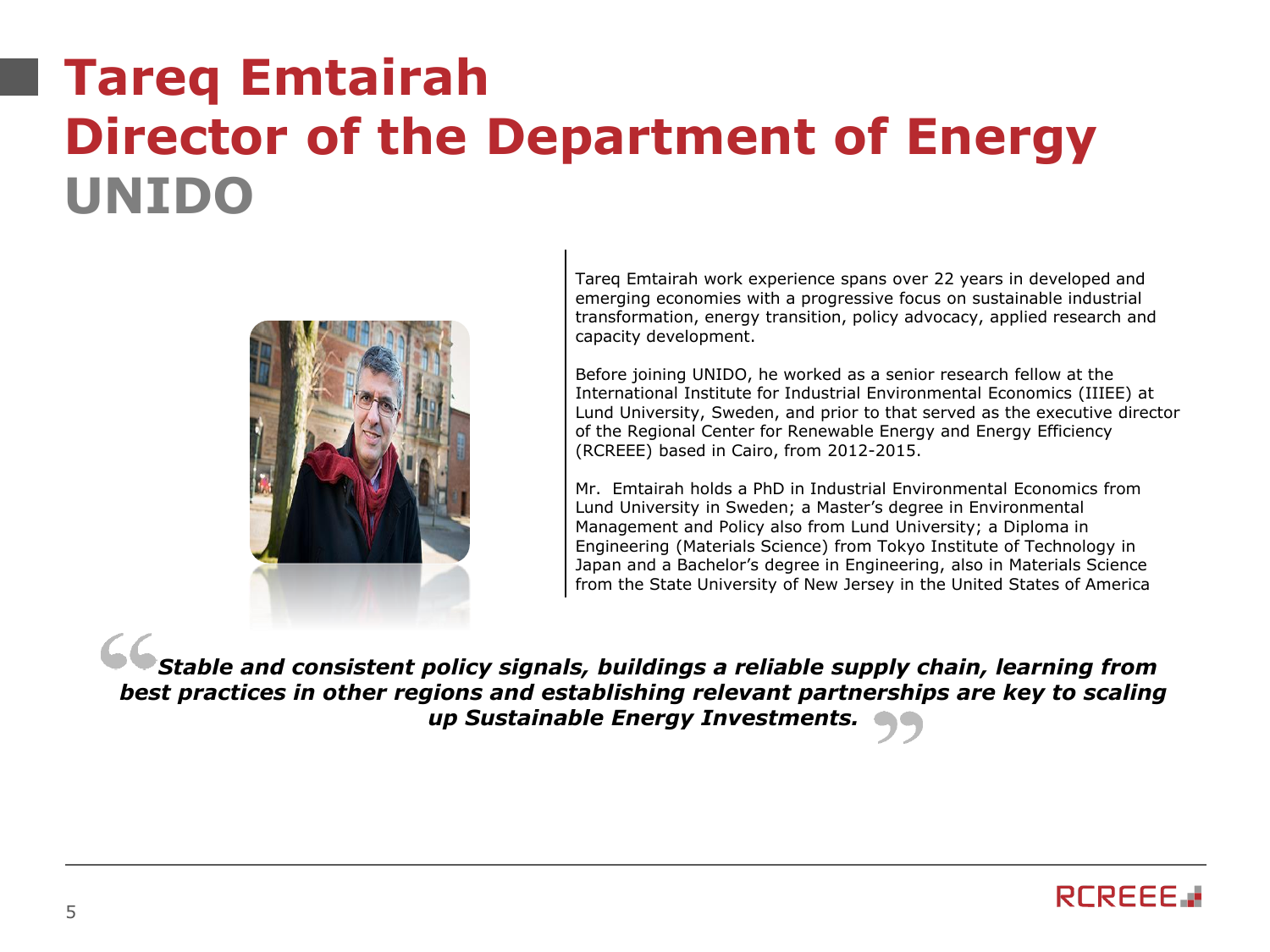# Tareq Emtairah
# Director of the Department of Energy
## UNIDO

Tareq Emtairah work experience spans over 22 years in developed and emerging economies with a progressive focus on sustainable industrial transformation, energy transition, policy advocacy, applied research and capacity development.

Before joining UNIDO, he worked as a senior research fellow at the International Institute for Industrial Environmental Economics (IIIEE) at Lund University, Sweden, and prior to that served as the executive director of the Regional Center for Renewable Energy and Energy Efficiency (RCREEE) based in Cairo, from 2012-2015.

Mr. Emtairah holds a PhD in Industrial Environmental Economics from Lund University in Sweden; a Master's degree in Environmental Management and Policy also from Lund University; a Diploma in Engineering (Materials Science) from Tokyo Institute of Technology in Japan and a Bachelor's degree in Engineering, also in Materials Science from the State University of New Jersey in the United States of America

> ***"Stable and consistent policy signals, buildings a reliable supply chain, learning from best practices in other regions and establishing relevant partnerships are key to scaling up Sustainable Energy Investments."***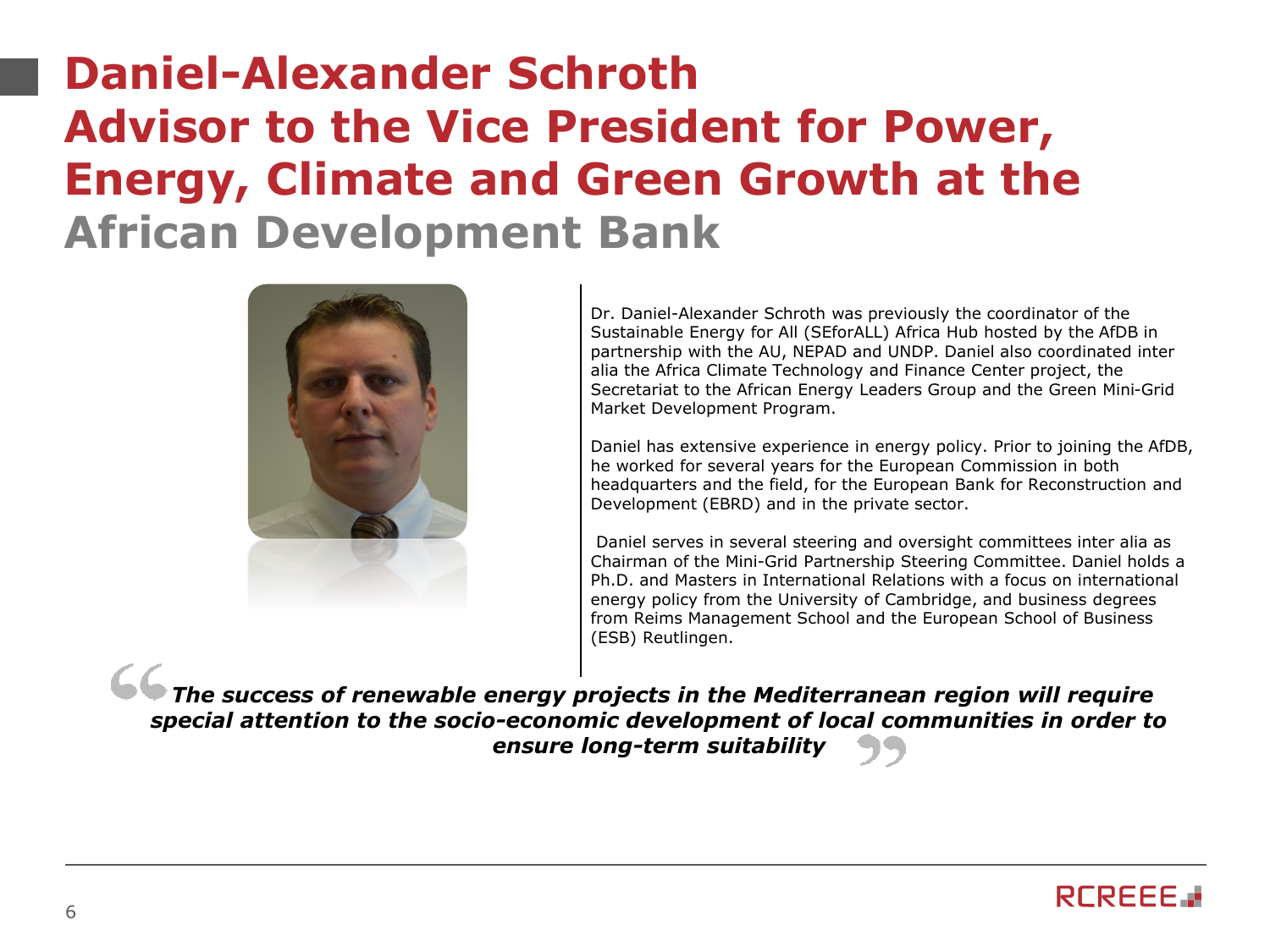# Daniel-Alexander Schroth
# Advisor to the Vice President for Power, Energy, Climate and Green Growth at the African Development Bank

Dr. Daniel-Alexander Schroth was previously the coordinator of the Sustainable Energy for All (SEforALL) Africa Hub hosted by the AfDB in partnership with the AU, NEPAD and UNDP. Daniel also coordinated inter alia the Africa Climate Technology and Finance Center project, the Secretariat to the African Energy Leaders Group and the Green Mini-Grid Market Development Program.

Daniel has extensive experience in energy policy. Prior to joining the AfDB, he worked for several years for the European Commission in both headquarters and the field, for the European Bank for Reconstruction and Development (EBRD) and in the private sector.

Daniel serves in several steering and oversight committees inter alia as Chairman of the Mini-Grid Partnership Steering Committee. Daniel holds a Ph.D. and Masters in International Relations with a focus on international energy policy from the University of Cambridge, and business degrees from Reims Management School and the European School of Business (ESB) Reutlingen.

> ***The success of renewable energy projects in the Mediterranean region will require special attention to the socio-economic development of local communities in order to ensure long-term suitability***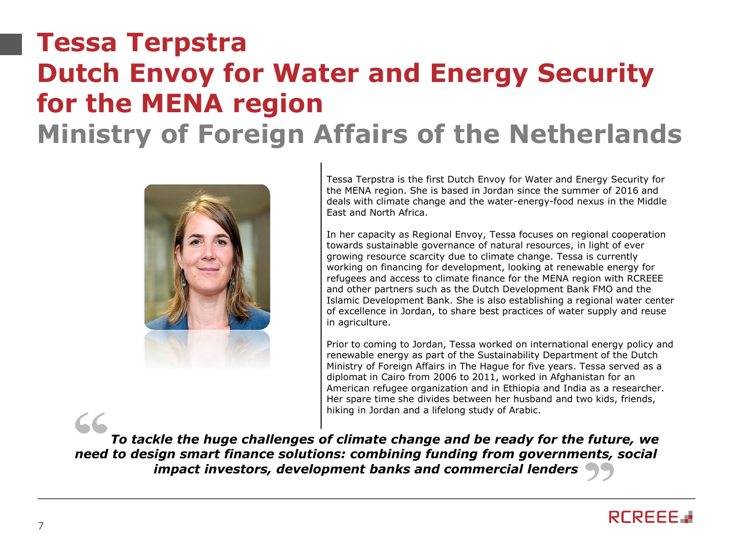# Tessa Terpstra
# Dutch Envoy for Water and Energy Security for the MENA region
## Ministry of Foreign Affairs of the Netherlands

Tessa Terpstra is the first Dutch Envoy for Water and Energy Security for the MENA region. She is based in Jordan since the summer of 2016 and deals with climate change and the water-energy-food nexus in the Middle East and North Africa.

In her capacity as Regional Envoy, Tessa focuses on regional cooperation towards sustainable governance of natural resources, in light of ever growing resource scarcity due to climate change. Tessa is currently working on financing for development, looking at renewable energy for refugees and access to climate finance for the MENA region with RCREEE and other partners such as the Dutch Development Bank FMO and the Islamic Development Bank. She is also establishing a regional water center of excellence in Jordan, to share best practices of water supply and reuse in agriculture.

Prior to coming to Jordan, Tessa worked on international energy policy and renewable energy as part of the Sustainability Department of the Dutch Ministry of Foreign Affairs in The Hague for five years. Tessa served as a diplomat in Cairo from 2006 to 2011, worked in Afghanistan for an American refugee organization and in Ethiopia and India as a researcher. Her spare time she divides between her husband and two kids, friends, hiking in Jordan and a lifelong study of Arabic.

> ***“To tackle the huge challenges of climate change and be ready for the future, we need to design smart finance solutions: combining funding from governments, social impact investors, development banks and commercial lenders”***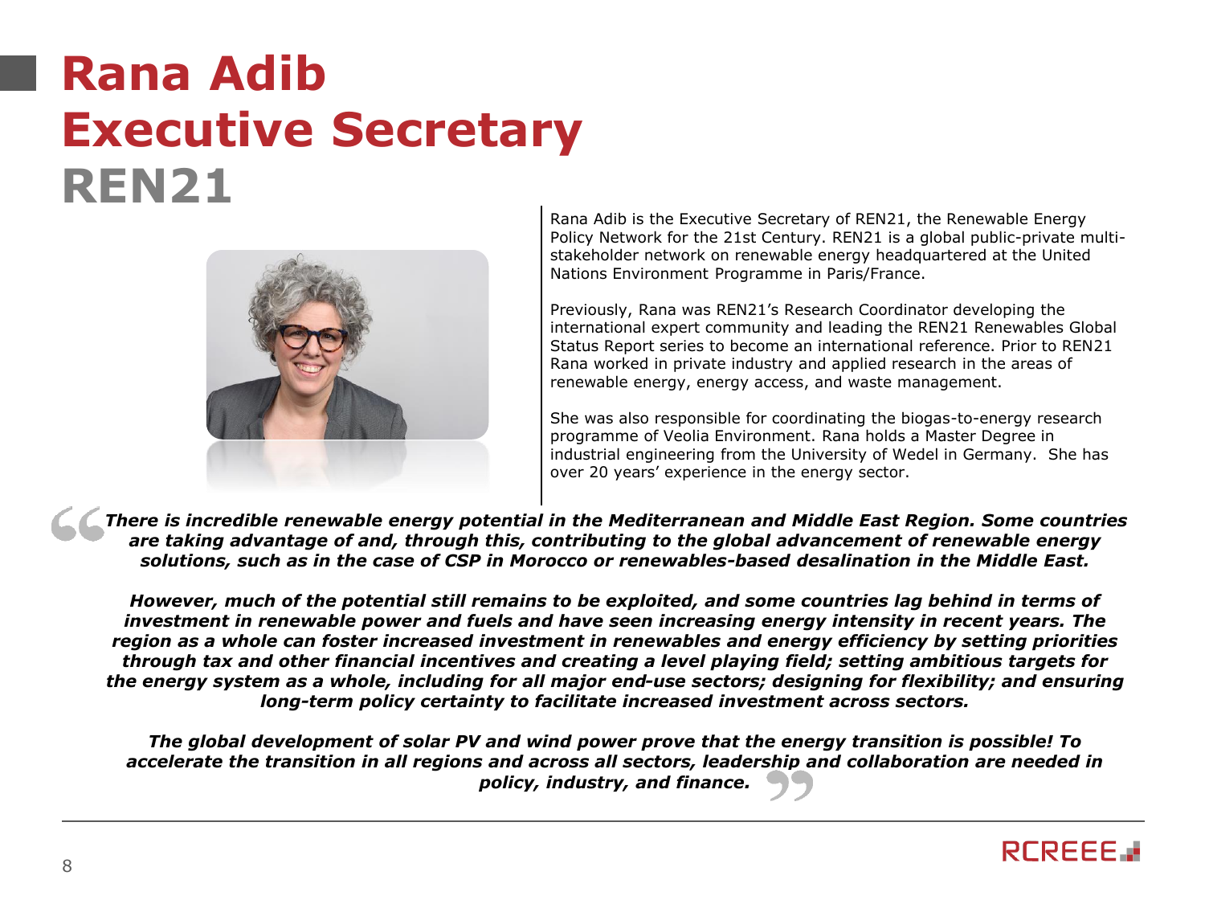# Rana Adib
# Executive Secretary
## REN21

Rana Adib is the Executive Secretary of REN21, the Renewable Energy Policy Network for the 21st Century. REN21 is a global public-private multi-stakeholder network on renewable energy headquartered at the United Nations Environment Programme in Paris/France.

Previously, Rana was REN21's Research Coordinator developing the international expert community and leading the REN21 Renewables Global Status Report series to become an international reference. Prior to REN21 Rana worked in private industry and applied research in the areas of renewable energy, energy access, and waste management.

She was also responsible for coordinating the biogas-to-energy research programme of Veolia Environment. Rana holds a Master Degree in industrial engineering from the University of Wedel in Germany. She has over 20 years' experience in the energy sector.

> ***There is incredible renewable energy potential in the Mediterranean and Middle East Region. Some countries are taking advantage of and, through this, contributing to the global advancement of renewable energy solutions, such as in the case of CSP in Morocco or renewables-based desalination in the Middle East.***
>
> ***However, much of the potential still remains to be exploited, and some countries lag behind in terms of investment in renewable power and fuels and have seen increasing energy intensity in recent years. The region as a whole can foster increased investment in renewables and energy efficiency by setting priorities through tax and other financial incentives and creating a level playing field; setting ambitious targets for the energy system as a whole, including for all major end-use sectors; designing for flexibility; and ensuring long-term policy certainty to facilitate increased investment across sectors.***
>
> ***The global development of solar PV and wind power prove that the energy transition is possible! To accelerate the transition in all regions and across all sectors, leadership and collaboration are needed in policy, industry, and finance.***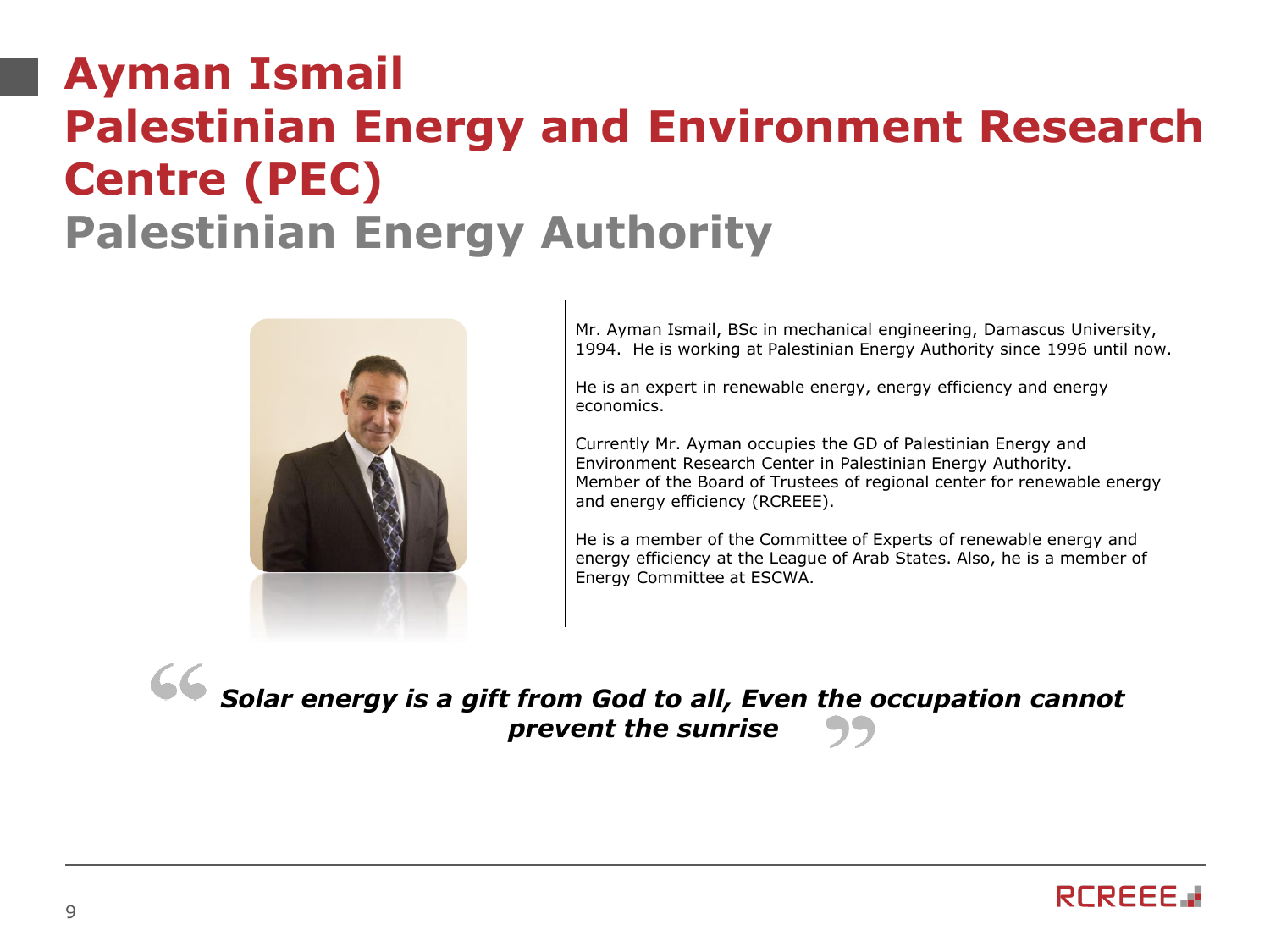# Ayman Ismail
# Palestinian Energy and Environment Research Centre (PEC)
## Palestinian Energy Authority

Mr. Ayman Ismail, BSc in mechanical engineering, Damascus University, 1994. He is working at Palestinian Energy Authority since 1996 until now.

He is an expert in renewable energy, energy efficiency and energy economics.

Currently Mr. Ayman occupies the GD of Palestinian Energy and Environment Research Center in Palestinian Energy Authority. Member of the Board of Trustees of regional center for renewable energy and energy efficiency (RCREEE).

He is a member of the Committee of Experts of renewable energy and energy efficiency at the League of Arab States. Also, he is a member of Energy Committee at ESCWA.

> ***Solar energy is a gift from God to all, Even the occupation cannot prevent the sunrise***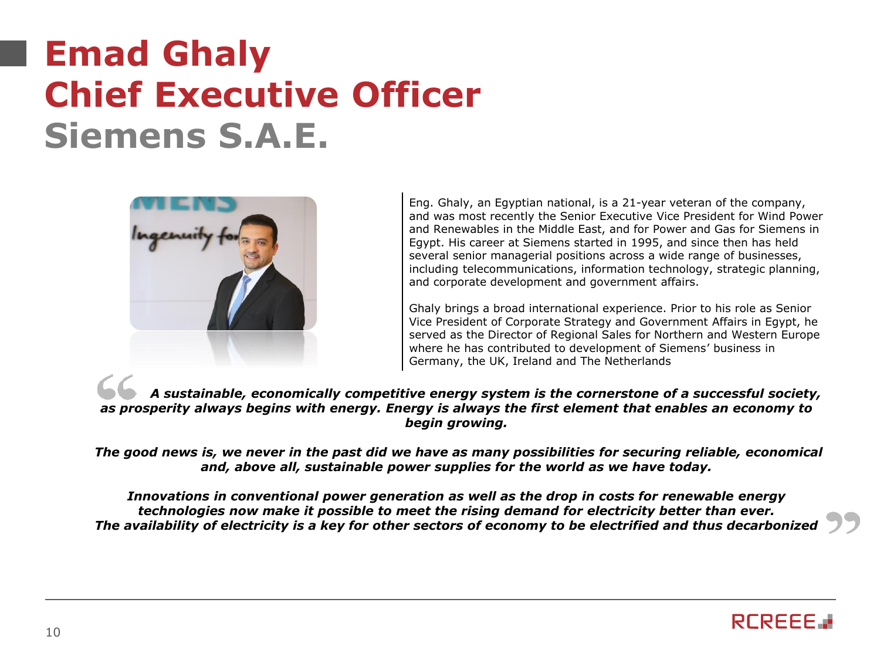# Emad Ghaly
# Chief Executive Officer
## Siemens S.A.E.

Eng. Ghaly, an Egyptian national, is a 21-year veteran of the company, and was most recently the Senior Executive Vice President for Wind Power and Renewables in the Middle East, and for Power and Gas for Siemens in Egypt. His career at Siemens started in 1995, and since then has held several senior managerial positions across a wide range of businesses, including telecommunications, information technology, strategic planning, and corporate development and government affairs.

Ghaly brings a broad international experience. Prior to his role as Senior Vice President of Corporate Strategy and Government Affairs in Egypt, he served as the Director of Regional Sales for Northern and Western Europe where he has contributed to development of Siemens' business in Germany, the UK, Ireland and The Netherlands

> ***A sustainable, economically competitive energy system is the cornerstone of a successful society, as prosperity always begins with energy. Energy is always the first element that enables an economy to begin growing.***
>
> ***The good news is, we never in the past did we have as many possibilities for securing reliable, economical and, above all, sustainable power supplies for the world as we have today.***
>
> ***Innovations in conventional power generation as well as the drop in costs for renewable energy technologies now make it possible to meet the rising demand for electricity better than ever. The availability of electricity is a key for other sectors of economy to be electrified and thus decarbonized***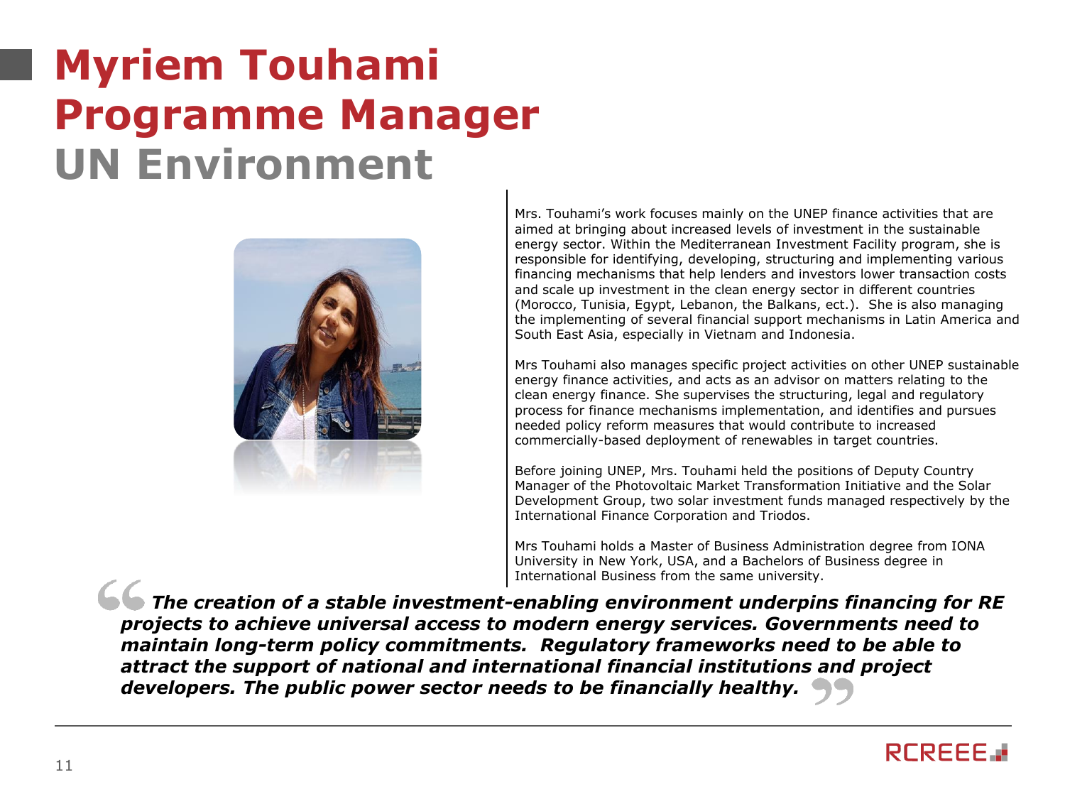# Myriem Touhami
# Programme Manager
## UN Environment

Mrs. Touhami's work focuses mainly on the UNEP finance activities that are aimed at bringing about increased levels of investment in the sustainable energy sector. Within the Mediterranean Investment Facility program, she is responsible for identifying, developing, structuring and implementing various financing mechanisms that help lenders and investors lower transaction costs and scale up investment in the clean energy sector in different countries (Morocco, Tunisia, Egypt, Lebanon, the Balkans, ect.). She is also managing the implementing of several financial support mechanisms in Latin America and South East Asia, especially in Vietnam and Indonesia.

Mrs Touhami also manages specific project activities on other UNEP sustainable energy finance activities, and acts as an advisor on matters relating to the clean energy finance. She supervises the structuring, legal and regulatory process for finance mechanisms implementation, and identifies and pursues needed policy reform measures that would contribute to increased commercially-based deployment of renewables in target countries.

Before joining UNEP, Mrs. Touhami held the positions of Deputy Country Manager of the Photovoltaic Market Transformation Initiative and the Solar Development Group, two solar investment funds managed respectively by the International Finance Corporation and Triodos.

Mrs Touhami holds a Master of Business Administration degree from IONA University in New York, USA, and a Bachelors of Business degree in International Business from the same university.

> ***The creation of a stable investment-enabling environment underpins financing for RE projects to achieve universal access to modern energy services. Governments need to maintain long-term policy commitments. Regulatory frameworks need to be able to attract the support of national and international financial institutions and project developers. The public power sector needs to be financially healthy.***

RCREEE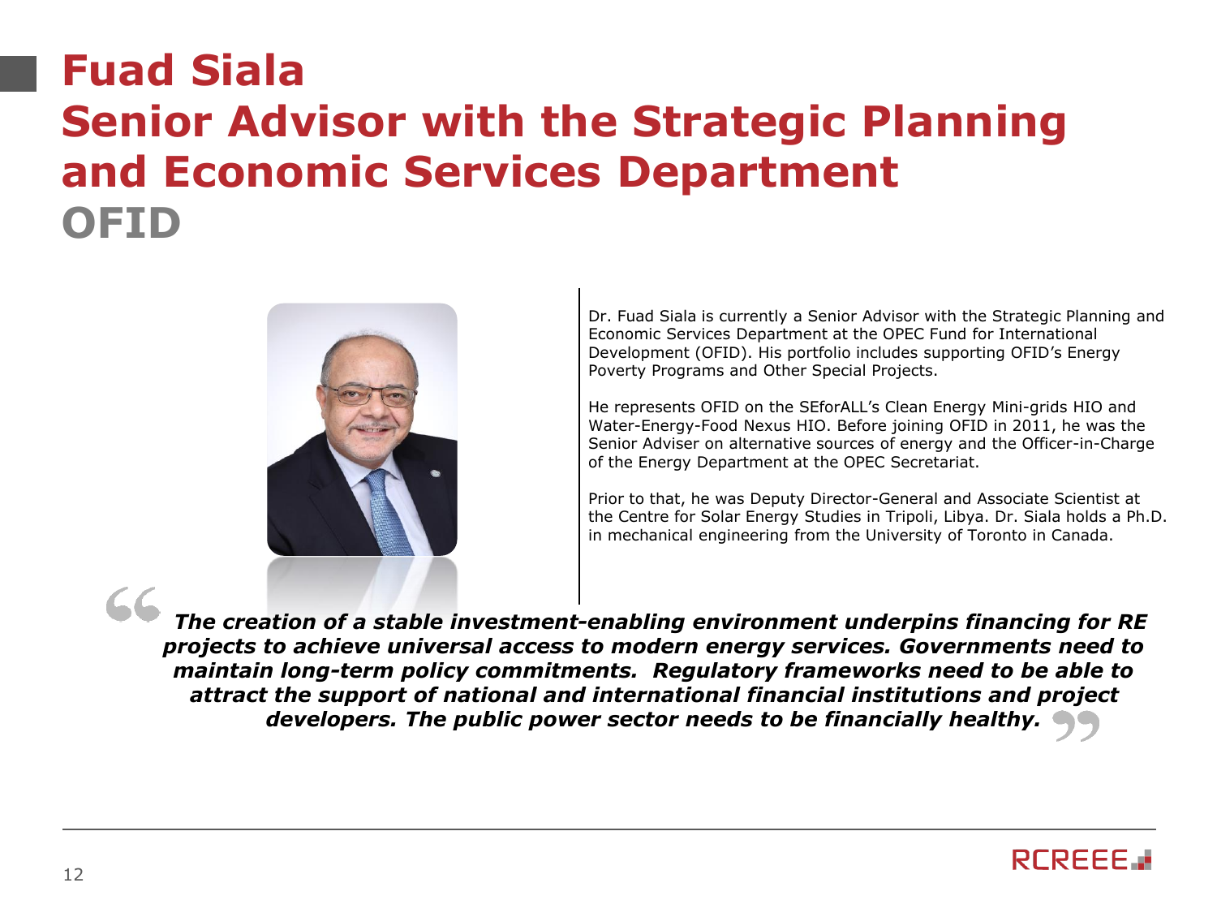# Fuad Siala
## Senior Advisor with the Strategic Planning and Economic Services Department
## OFID

Dr. Fuad Siala is currently a Senior Advisor with the Strategic Planning and Economic Services Department at the OPEC Fund for International Development (OFID). His portfolio includes supporting OFID's Energy Poverty Programs and Other Special Projects.

He represents OFID on the SEforALL's Clean Energy Mini-grids HIO and Water-Energy-Food Nexus HIO. Before joining OFID in 2011, he was the Senior Adviser on alternative sources of energy and the Officer-in-Charge of the Energy Department at the OPEC Secretariat.

Prior to that, he was Deputy Director-General and Associate Scientist at the Centre for Solar Energy Studies in Tripoli, Libya. Dr. Siala holds a Ph.D. in mechanical engineering from the University of Toronto in Canada.

> ***"The creation of a stable investment-enabling environment underpins financing for RE projects to achieve universal access to modern energy services. Governments need to maintain long-term policy commitments. Regulatory frameworks need to be able to attract the support of national and international financial institutions and project developers. The public power sector needs to be financially healthy."***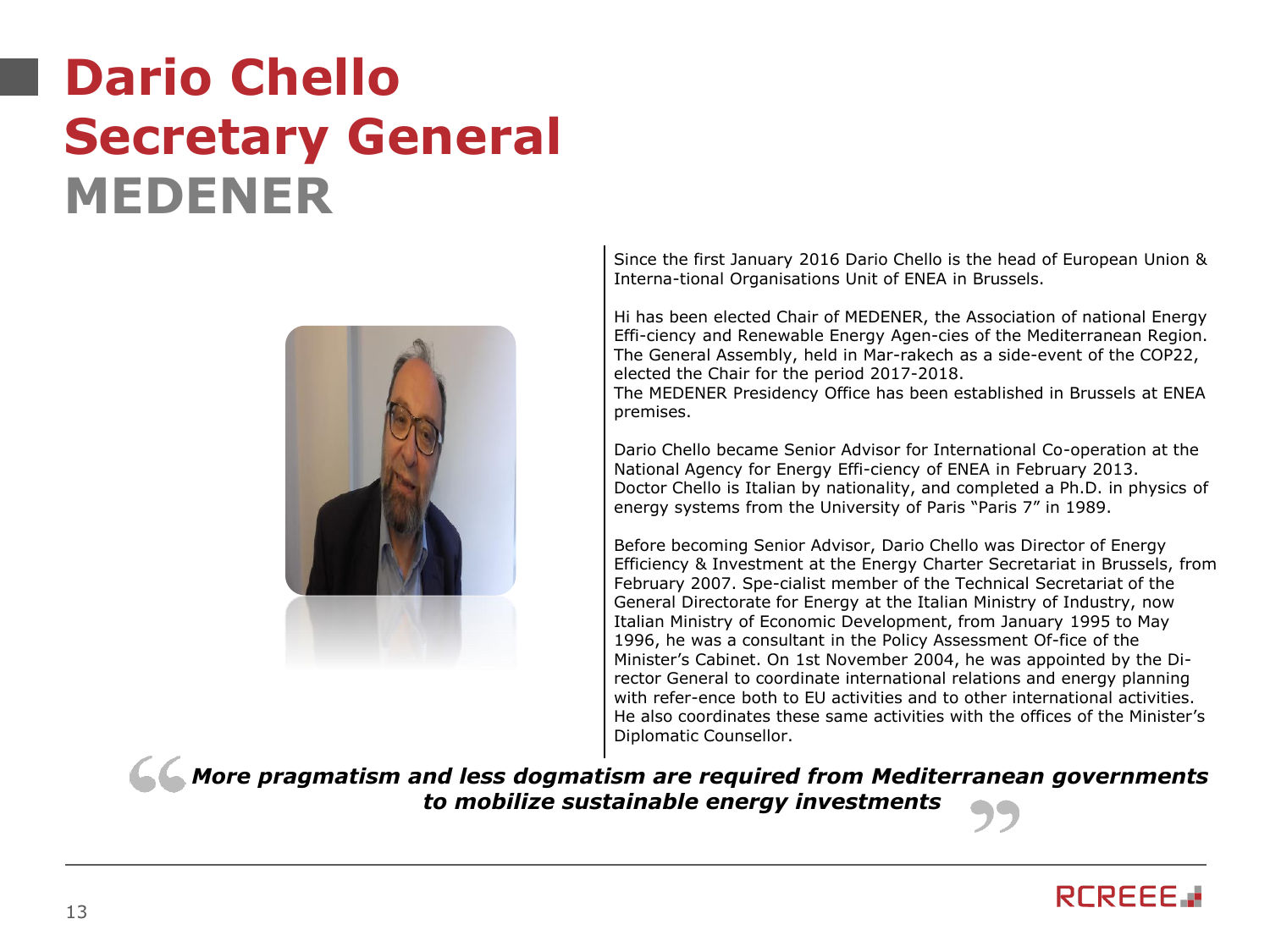# Dario Chello
# Secretary General
## MEDENER

Since the first January 2016 Dario Chello is the head of European Union & Interna-tional Organisations Unit of ENEA in Brussels.

Hi has been elected Chair of MEDENER, the Association of national Energy Effi-ciency and Renewable Energy Agen-cies of the Mediterranean Region. The General Assembly, held in Mar-rakech as a side-event of the COP22, elected the Chair for the period 2017-2018.
The MEDENER Presidency Office has been established in Brussels at ENEA premises.

Dario Chello became Senior Advisor for International Co-operation at the National Agency for Energy Effi-ciency of ENEA in February 2013.
Doctor Chello is Italian by nationality, and completed a Ph.D. in physics of energy systems from the University of Paris "Paris 7" in 1989.

Before becoming Senior Advisor, Dario Chello was Director of Energy Efficiency & Investment at the Energy Charter Secretariat in Brussels, from February 2007. Spe-cialist member of the Technical Secretariat of the General Directorate for Energy at the Italian Ministry of Industry, now Italian Ministry of Economic Development, from January 1995 to May 1996, he was a consultant in the Policy Assessment Of-fice of the Minister's Cabinet. On 1st November 2004, he was appointed by the Di-rector General to coordinate international relations and energy planning with refer-ence both to EU activities and to other international activities. He also coordinates these same activities with the offices of the Minister's Diplomatic Counsellor.

> ***More pragmatism and less dogmatism are required from Mediterranean governments to mobilize sustainable energy investments***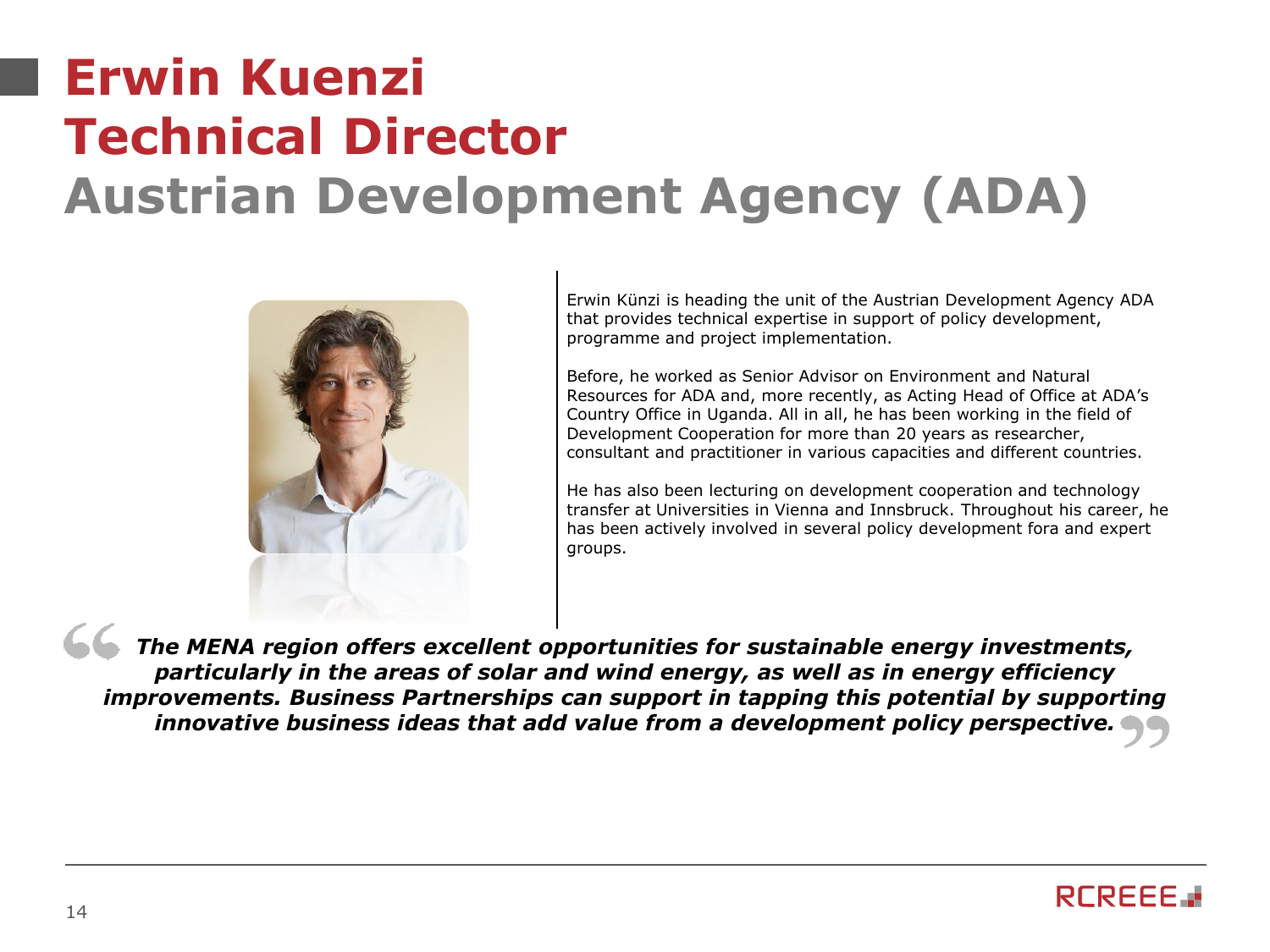# Erwin Kuenzi
# Technical Director
## Austrian Development Agency (ADA)

Erwin Künzi is heading the unit of the Austrian Development Agency ADA that provides technical expertise in support of policy development, programme and project implementation.

Before, he worked as Senior Advisor on Environment and Natural Resources for ADA and, more recently, as Acting Head of Office at ADA's Country Office in Uganda. All in all, he has been working in the field of Development Cooperation for more than 20 years as researcher, consultant and practitioner in various capacities and different countries.

He has also been lecturing on development cooperation and technology transfer at Universities in Vienna and Innsbruck. Throughout his career, he has been actively involved in several policy development fora and expert groups.

> ***The MENA region offers excellent opportunities for sustainable energy investments, particularly in the areas of solar and wind energy, as well as in energy efficiency improvements. Business Partnerships can support in tapping this potential by supporting innovative business ideas that add value from a development policy perspective.***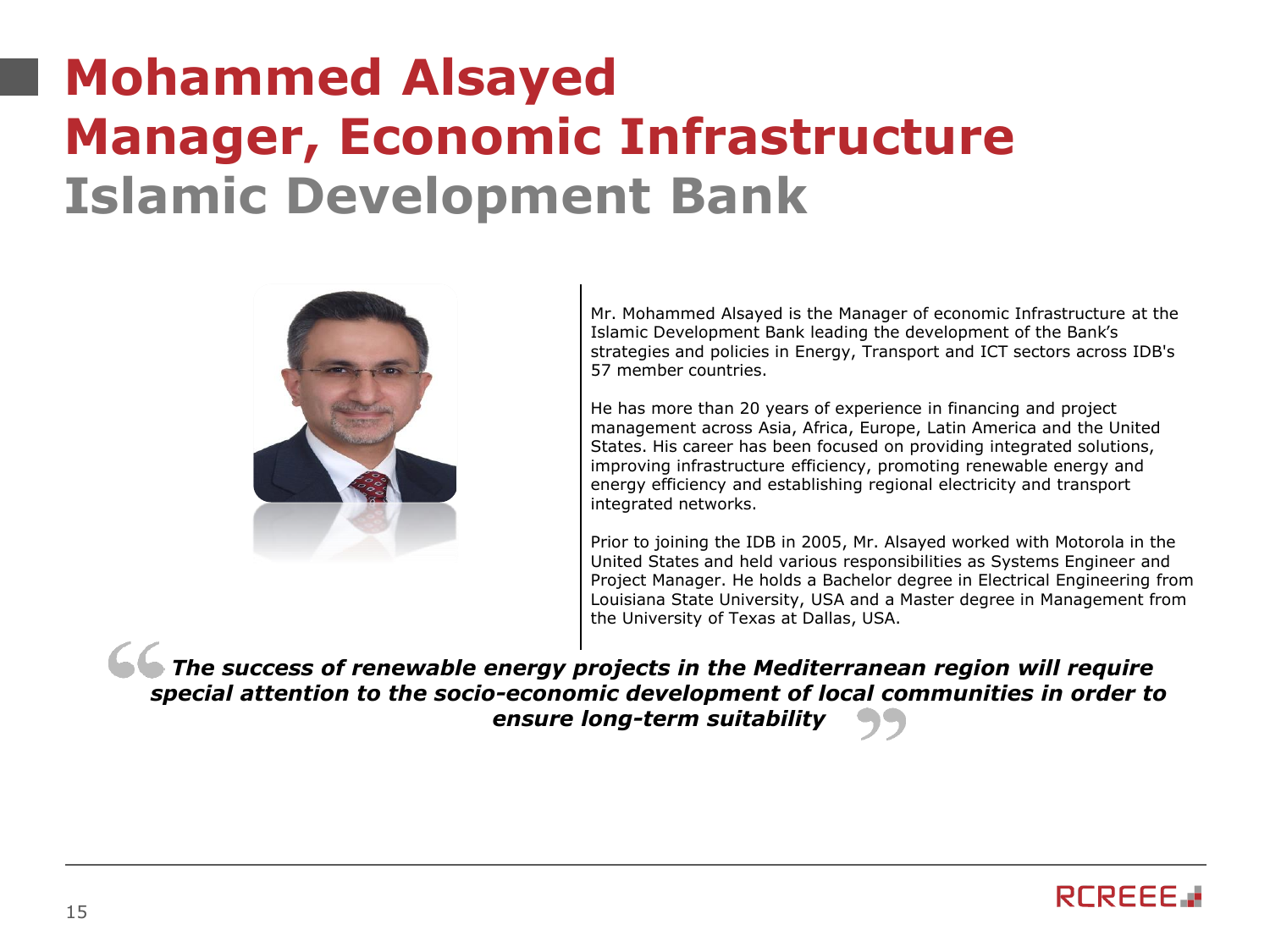# Mohammed Alsayed
# Manager, Economic Infrastructure
## Islamic Development Bank

Mr. Mohammed Alsayed is the Manager of economic Infrastructure at the Islamic Development Bank leading the development of the Bank's strategies and policies in Energy, Transport and ICT sectors across IDB's 57 member countries.

He has more than 20 years of experience in financing and project management across Asia, Africa, Europe, Latin America and the United States. His career has been focused on providing integrated solutions, improving infrastructure efficiency, promoting renewable energy and energy efficiency and establishing regional electricity and transport integrated networks.

Prior to joining the IDB in 2005, Mr. Alsayed worked with Motorola in the United States and held various responsibilities as Systems Engineer and Project Manager. He holds a Bachelor degree in Electrical Engineering from Louisiana State University, USA and a Master degree in Management from the University of Texas at Dallas, USA.

> ***"The success of renewable energy projects in the Mediterranean region will require special attention to the socio-economic development of local communities in order to ensure long-term suitability"***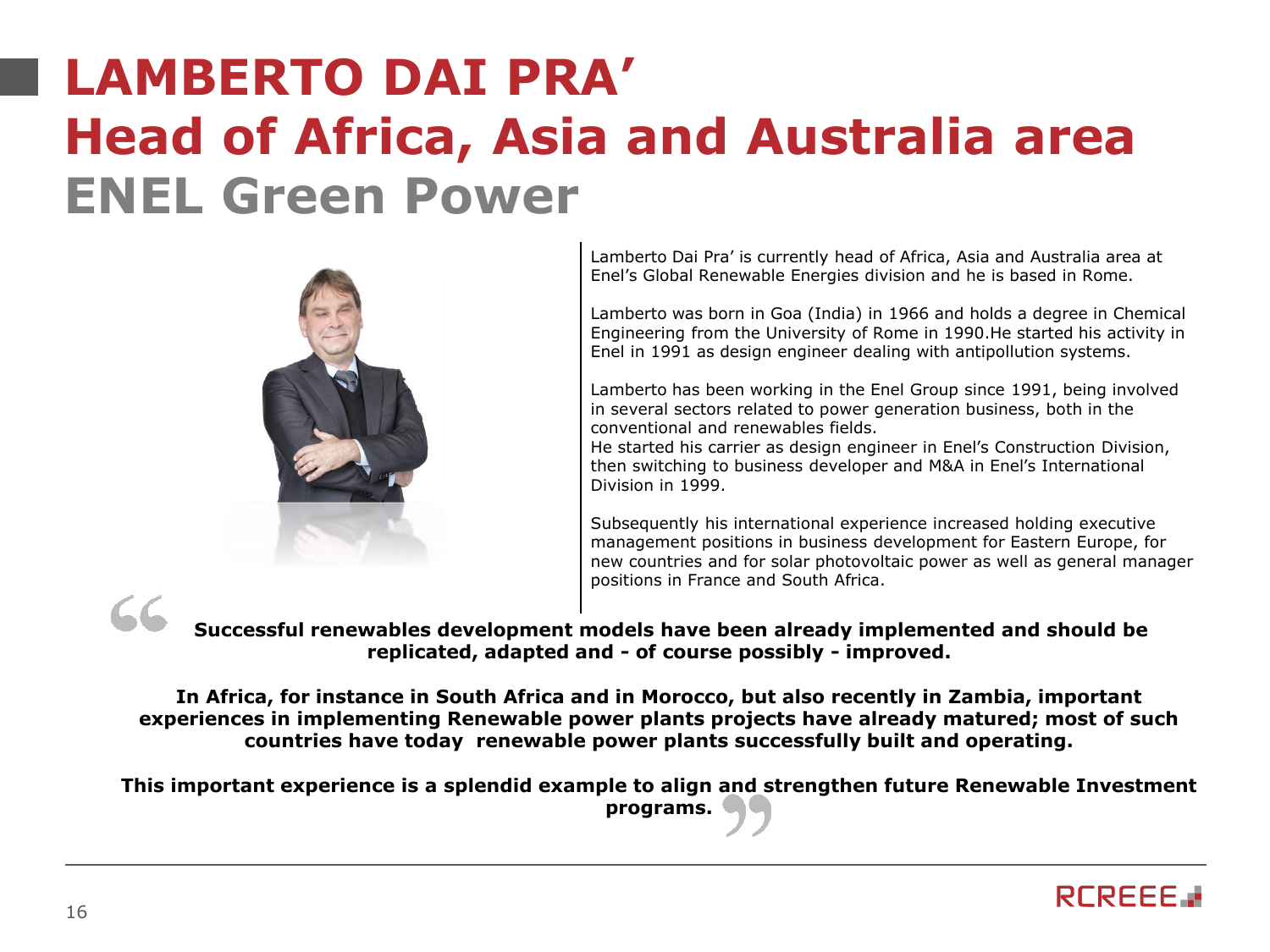# LAMBERTO DAI PRA’
## Head of Africa, Asia and Australia area
## ENEL Green Power

Lamberto Dai Pra’ is currently head of Africa, Asia and Australia area at Enel’s Global Renewable Energies division and he is based in Rome.

Lamberto was born in Goa (India) in 1966 and holds a degree in Chemical Engineering from the University of Rome in 1990.He started his activity in Enel in 1991 as design engineer dealing with antipollution systems.

Lamberto has been working in the Enel Group since 1991, being involved in several sectors related to power generation business, both in the conventional and renewables fields.
He started his carrier as design engineer in Enel’s Construction Division, then switching to business developer and M&A in Enel’s International Division in 1999.

Subsequently his international experience increased holding executive management positions in business development for Eastern Europe, for new countries and for solar photovoltaic power as well as general manager positions in France and South Africa.

“**Successful renewables development models have been already implemented and should be replicated, adapted and - of course possibly - improved.**

**In Africa, for instance in South Africa and in Morocco, but also recently in Zambia, important experiences in implementing Renewable power plants projects have already matured; most of such countries have today renewable power plants successfully built and operating.**

**This important experience is a splendid example to align and strengthen future Renewable Investment programs.**”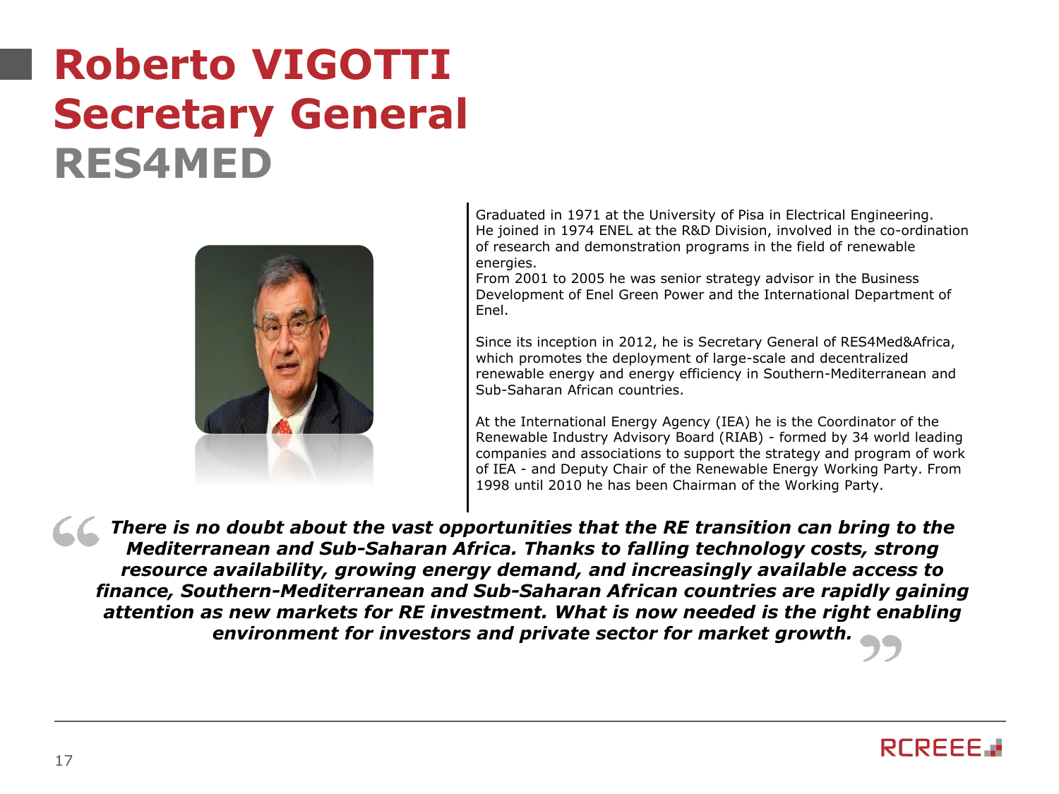# Roberto VIGOTTI
## Secretary General
## RES4MED

Graduated in 1971 at the University of Pisa in Electrical Engineering. He joined in 1974 ENEL at the R&D Division, involved in the co-ordination of research and demonstration programs in the field of renewable energies.
From 2001 to 2005 he was senior strategy advisor in the Business Development of Enel Green Power and the International Department of Enel.

Since its inception in 2012, he is Secretary General of RES4Med&Africa, which promotes the deployment of large-scale and decentralized renewable energy and energy efficiency in Southern-Mediterranean and Sub-Saharan African countries.

At the International Energy Agency (IEA) he is the Coordinator of the Renewable Industry Advisory Board (RIAB) - formed by 34 world leading companies and associations to support the strategy and program of work of IEA - and Deputy Chair of the Renewable Energy Working Party. From 1998 until 2010 he has been Chairman of the Working Party.

> ***"There is no doubt about the vast opportunities that the RE transition can bring to the Mediterranean and Sub-Saharan Africa. Thanks to falling technology costs, strong resource availability, growing energy demand, and increasingly available access to finance, Southern-Mediterranean and Sub-Saharan African countries are rapidly gaining attention as new markets for RE investment. What is now needed is the right enabling environment for investors and private sector for market growth."***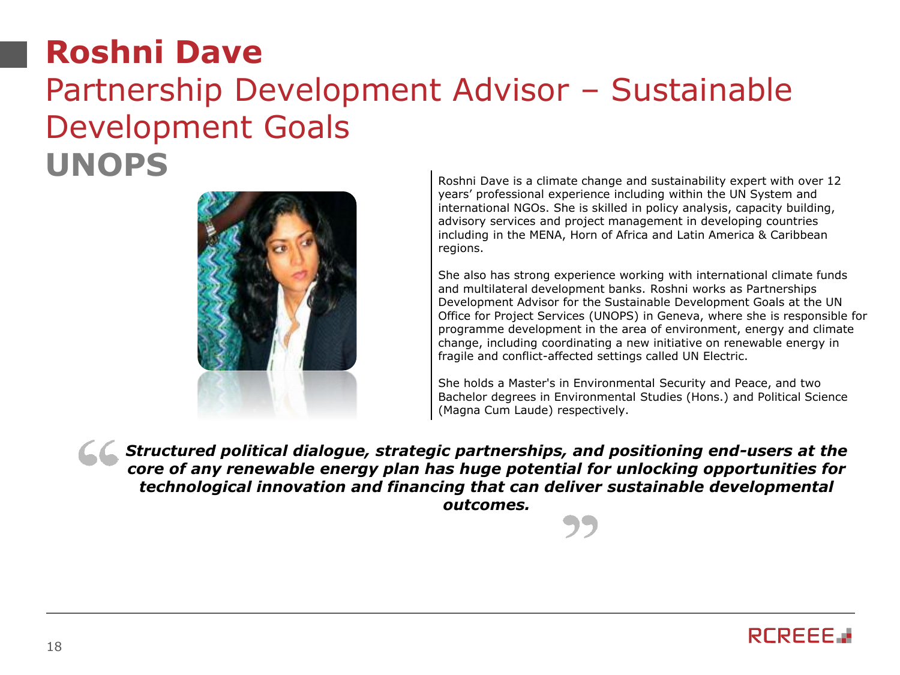# Roshni Dave

## Partnership Development Advisor – Sustainable Development Goals

## UNOPS

Roshni Dave is a climate change and sustainability expert with over 12 years' professional experience including within the UN System and international NGOs. She is skilled in policy analysis, capacity building, advisory services and project management in developing countries including in the MENA, Horn of Africa and Latin America & Caribbean regions.

She also has strong experience working with international climate funds and multilateral development banks. Roshni works as Partnerships Development Advisor for the Sustainable Development Goals at the UN Office for Project Services (UNOPS) in Geneva, where she is responsible for programme development in the area of environment, energy and climate change, including coordinating a new initiative on renewable energy in fragile and conflict-affected settings called UN Electric.

She holds a Master's in Environmental Security and Peace, and two Bachelor degrees in Environmental Studies (Hons.) and Political Science (Magna Cum Laude) respectively.

> ***Structured political dialogue, strategic partnerships, and positioning end-users at the core of any renewable energy plan has huge potential for unlocking opportunities for technological innovation and financing that can deliver sustainable developmental outcomes.***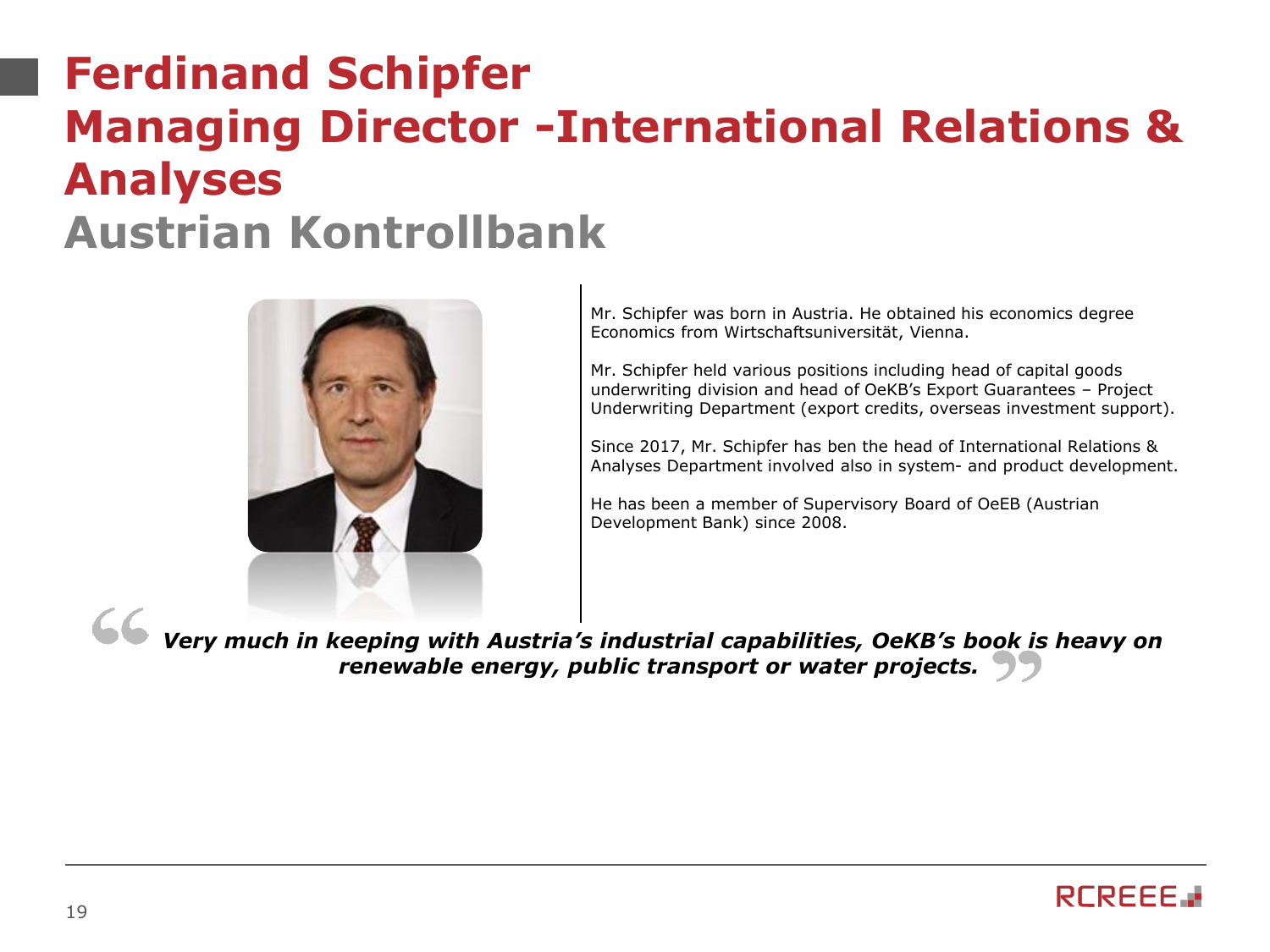# Ferdinand Schipfer
# Managing Director -International Relations & Analyses
## Austrian Kontrollbank

Mr. Schipfer was born in Austria. He obtained his economics degree Economics from Wirtschaftsuniversität, Vienna.

Mr. Schipfer held various positions including head of capital goods underwriting division and head of OeKB's Export Guarantees – Project Underwriting Department (export credits, overseas investment support).

Since 2017, Mr. Schipfer has ben the head of International Relations & Analyses Department involved also in system- and product development.

He has been a member of Supervisory Board of OeEB (Austrian Development Bank) since 2008.

> ***"Very much in keeping with Austria's industrial capabilities, OeKB's book is heavy on renewable energy, public transport or water projects."***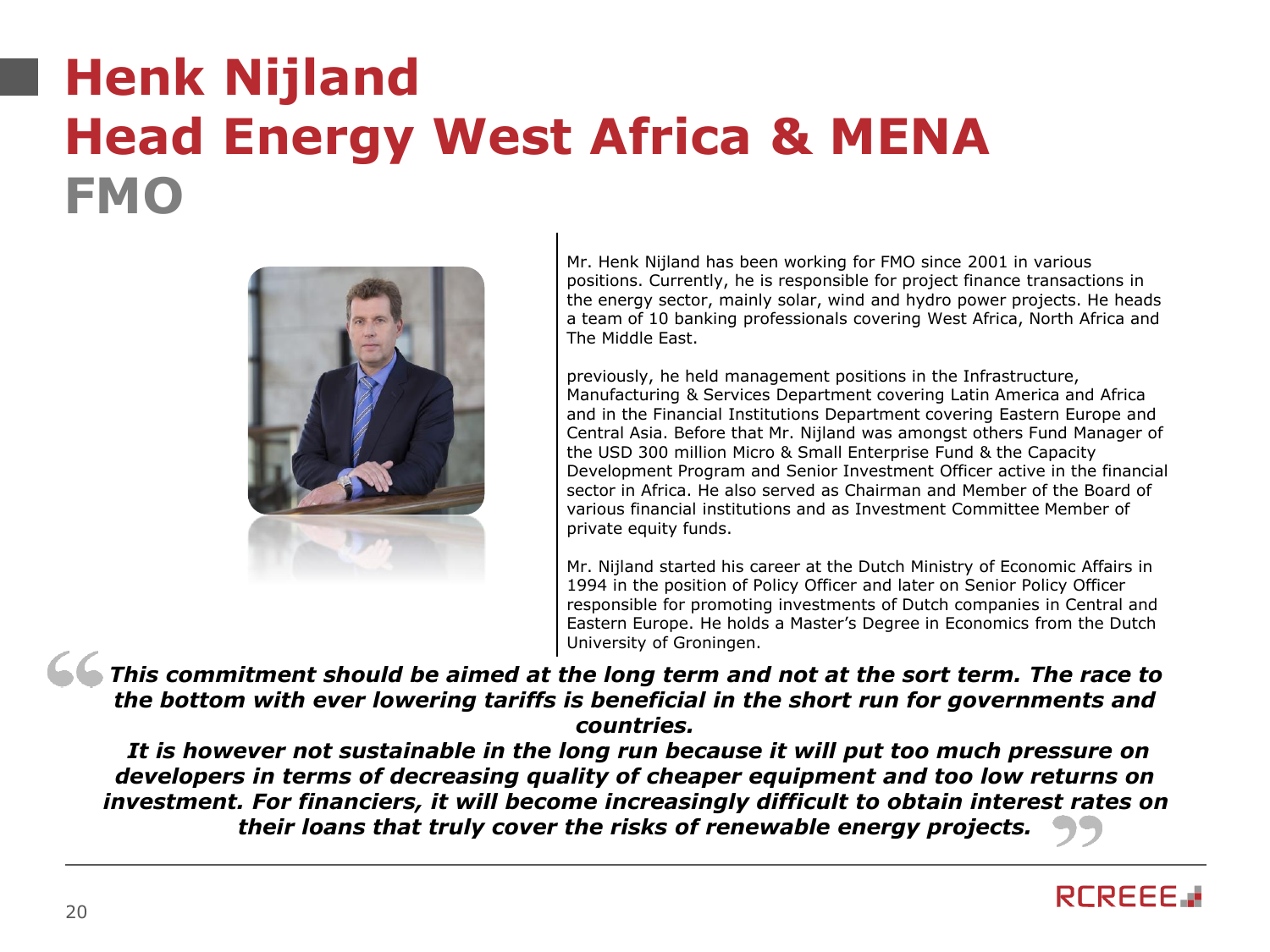# Henk Nijland
# Head Energy West Africa & MENA
## FMO

Mr. Henk Nijland has been working for FMO since 2001 in various positions. Currently, he is responsible for project finance transactions in the energy sector, mainly solar, wind and hydro power projects. He heads a team of 10 banking professionals covering West Africa, North Africa and The Middle East.

previously, he held management positions in the Infrastructure, Manufacturing & Services Department covering Latin America and Africa and in the Financial Institutions Department covering Eastern Europe and Central Asia. Before that Mr. Nijland was amongst others Fund Manager of the USD 300 million Micro & Small Enterprise Fund & the Capacity Development Program and Senior Investment Officer active in the financial sector in Africa. He also served as Chairman and Member of the Board of various financial institutions and as Investment Committee Member of private equity funds.

Mr. Nijland started his career at the Dutch Ministry of Economic Affairs in 1994 in the position of Policy Officer and later on Senior Policy Officer responsible for promoting investments of Dutch companies in Central and Eastern Europe. He holds a Master's Degree in Economics from the Dutch University of Groningen.

> ***"This commitment should be aimed at the long term and not at the sort term. The race to the bottom with ever lowering tariffs is beneficial in the short run for governments and countries.***
>
> ***It is however not sustainable in the long run because it will put too much pressure on developers in terms of decreasing quality of cheaper equipment and too low returns on investment. For financiers, it will become increasingly difficult to obtain interest rates on their loans that truly cover the risks of renewable energy projects."***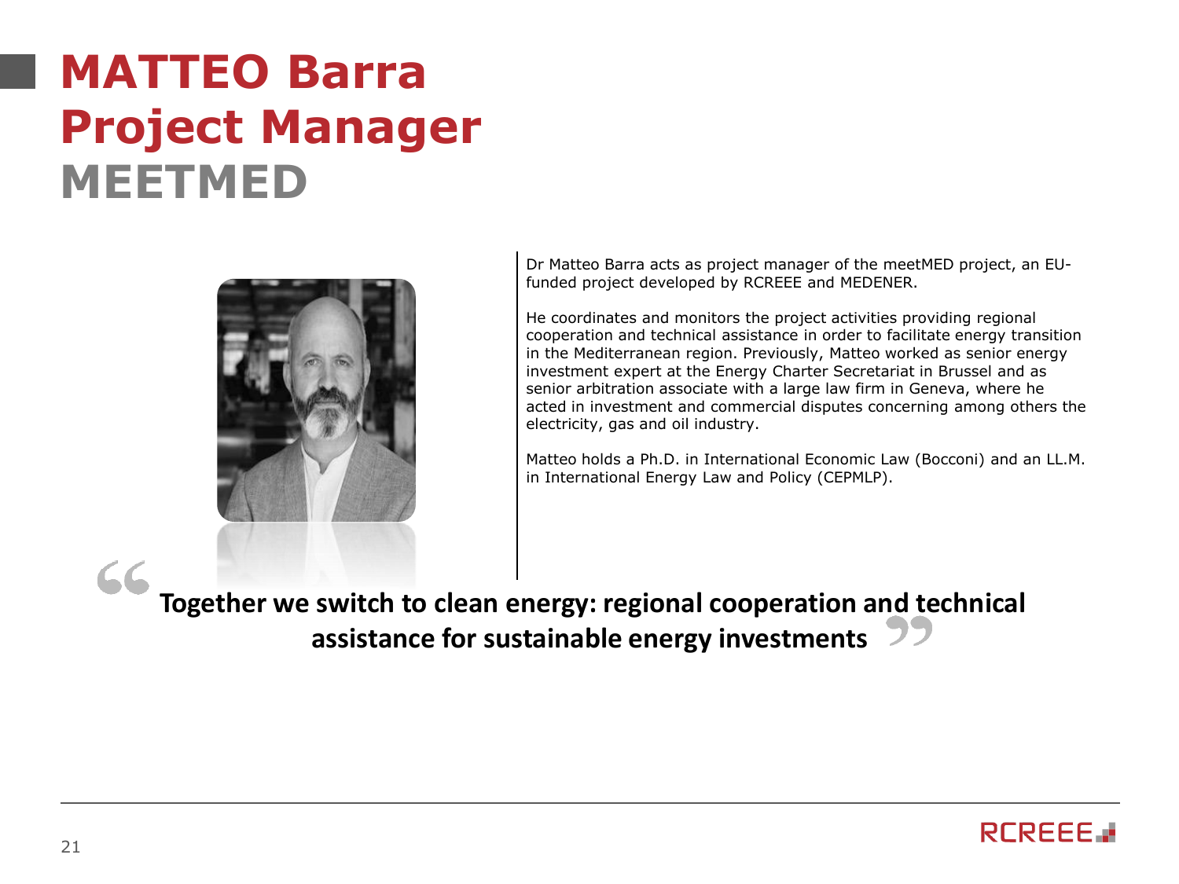# MATTEO Barra
# Project Manager
## MEETMED

Dr Matteo Barra acts as project manager of the meetMED project, an EU-funded project developed by RCREEE and MEDENER.

He coordinates and monitors the project activities providing regional cooperation and technical assistance in order to facilitate energy transition in the Mediterranean region. Previously, Matteo worked as senior energy investment expert at the Energy Charter Secretariat in Brussel and as senior arbitration associate with a large law firm in Geneva, where he acted in investment and commercial disputes concerning among others the electricity, gas and oil industry.

Matteo holds a Ph.D. in International Economic Law (Bocconi) and an LL.M. in International Energy Law and Policy (CEPMLP).

> **"Together we switch to clean energy: regional cooperation and technical assistance for sustainable energy investments"**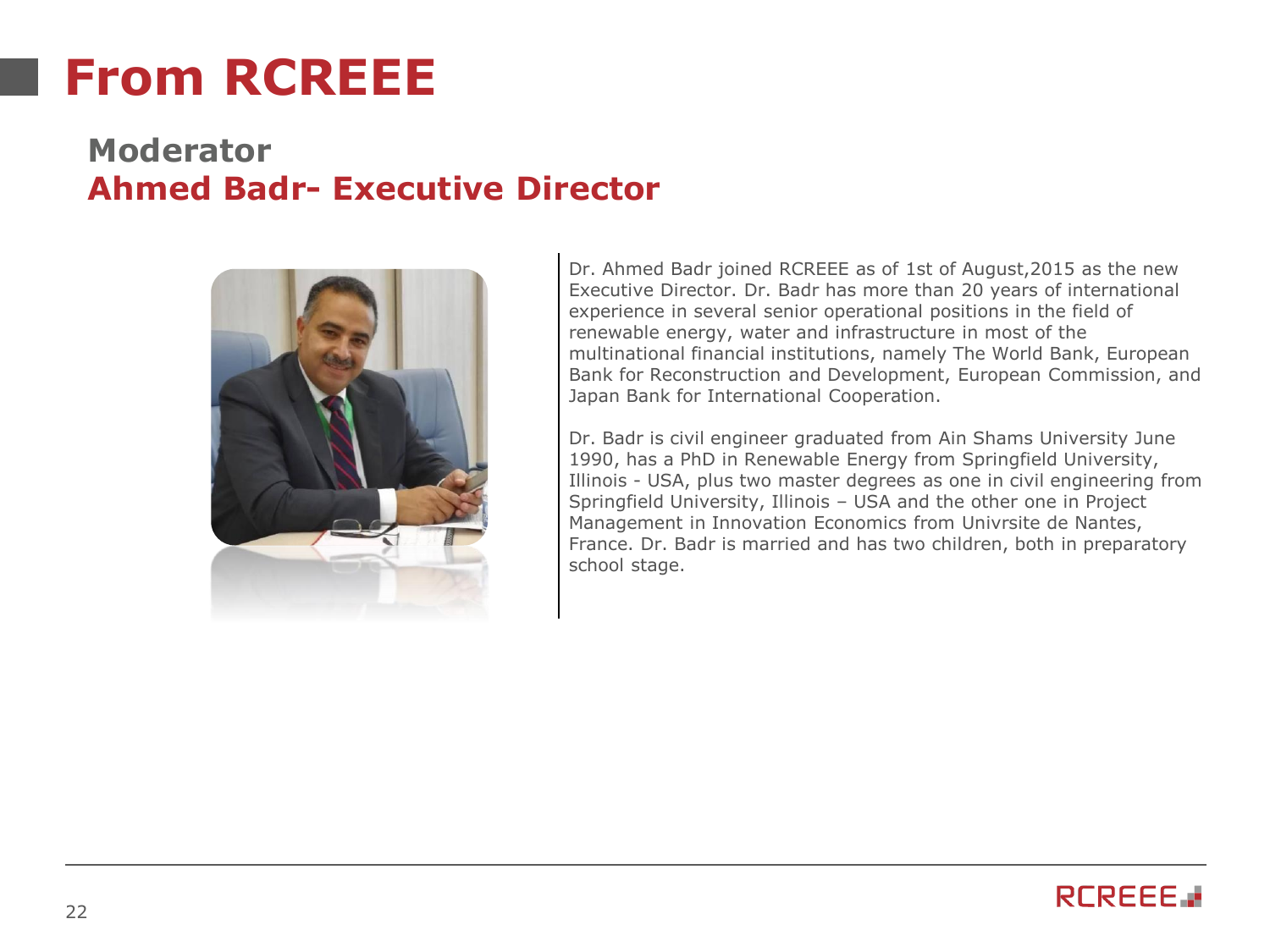# From RCREEE

## Moderator
## Ahmed Badr- Executive Director

Dr. Ahmed Badr joined RCREEE as of 1st of August,2015 as the new Executive Director. Dr. Badr has more than 20 years of international experience in several senior operational positions in the field of renewable energy, water and infrastructure in most of the multinational financial institutions, namely The World Bank, European Bank for Reconstruction and Development, European Commission, and Japan Bank for International Cooperation.

Dr. Badr is civil engineer graduated from Ain Shams University June 1990, has a PhD in Renewable Energy from Springfield University, Illinois - USA, plus two master degrees as one in civil engineering from Springfield University, Illinois – USA and the other one in Project Management in Innovation Economics from Univrsite de Nantes, France. Dr. Badr is married and has two children, both in preparatory school stage.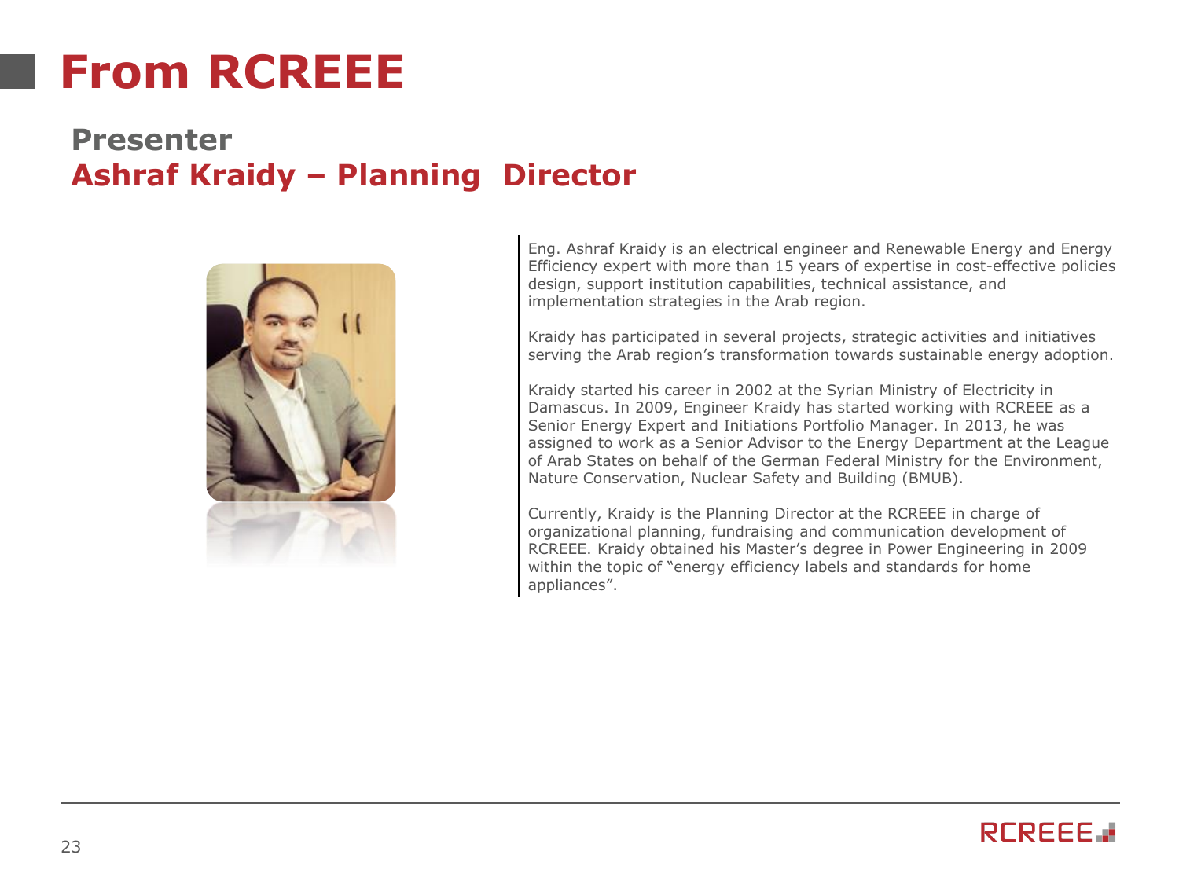# From RCREEE

## Presenter

## Ashraf Kraidy – Planning Director

Eng. Ashraf Kraidy is an electrical engineer and Renewable Energy and Energy Efficiency expert with more than 15 years of expertise in cost-effective policies design, support institution capabilities, technical assistance, and implementation strategies in the Arab region.

Kraidy has participated in several projects, strategic activities and initiatives serving the Arab region's transformation towards sustainable energy adoption.

Kraidy started his career in 2002 at the Syrian Ministry of Electricity in Damascus. In 2009, Engineer Kraidy has started working with RCREEE as a Senior Energy Expert and Initiations Portfolio Manager. In 2013, he was assigned to work as a Senior Advisor to the Energy Department at the League of Arab States on behalf of the German Federal Ministry for the Environment, Nature Conservation, Nuclear Safety and Building (BMUB).

Currently, Kraidy is the Planning Director at the RCREEE in charge of organizational planning, fundraising and communication development of RCREEE. Kraidy obtained his Master's degree in Power Engineering in 2009 within the topic of "energy efficiency labels and standards for home appliances".